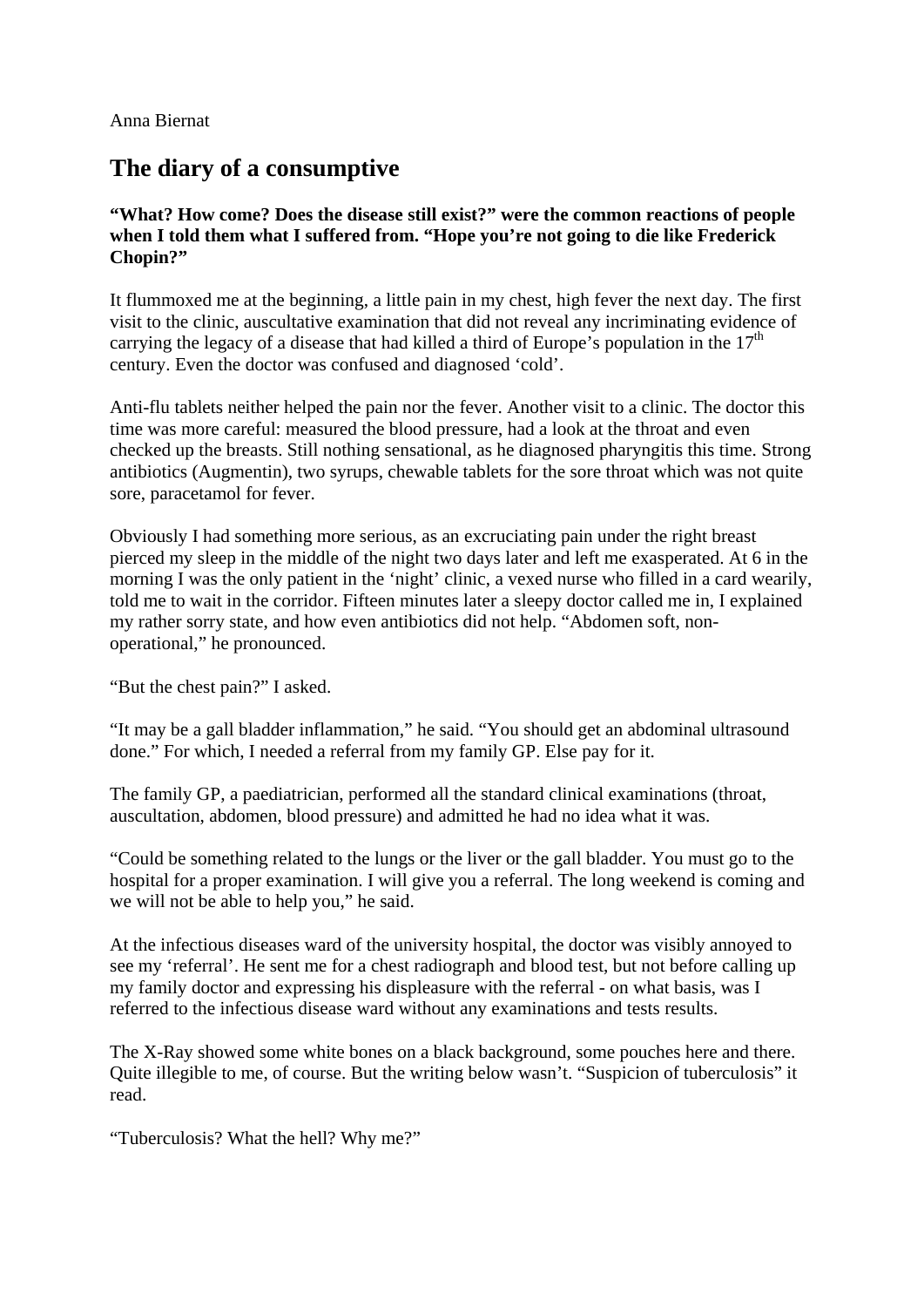Anna Biernat

# The diary of a consumptive

**"What? How come? Does the disease still exist?" were the common reactions of people when I told them what I suffered from. "Hope you're not going to die like Frederick Chopin?"**

It flummoxed me at the beginning, a little pain in my chest, high fever the next day. The first visit to the clinic, auscultative examination that did not reveal any incriminating evidence of carrying the legacy of a disease that had killed a third of Europe's population in the 17th century. Even the doctor was confused and diagnosed 'cold'.

Anti-flu tablets neither helped the pain nor the fever. Another visit to a clinic. The doctor this time was more careful: measured the blood pressure, had a look at the throat and even checked up the breasts. Still nothing sensational, as he diagnosed pharyngitis this time. Strong antibiotics (Augmentin), two syrups, chewable tablets for the sore throat which was not quite sore, paracetamol for fever.

Obviously I had something more serious, as an excruciating pain under the right breast pierced my sleep in the middle of the night two days later and left me exasperated. At 6 in the morning I was the only patient in the 'night' clinic, a vexed nurse who filled in a card wearily, told me to wait in the corridor. Fifteen minutes later a sleepy doctor called me in, I explained my rather sorry state, and how even antibiotics did not help. "Abdomen soft, non-operational," he pronounced.

"But the chest pain?" I asked.

"It may be a gall bladder inflammation," he said. "You should get an abdominal ultrasound done." For which, I needed a referral from my family GP. Else pay for it.

The family GP, a paediatrician, performed all the standard clinical examinations (throat, auscultation, abdomen, blood pressure) and admitted he had no idea what it was.

"Could be something related to the lungs or the liver or the gall bladder. You must go to the hospital for a proper examination. I will give you a referral. The long weekend is coming and we will not be able to help you," he said.

At the infectious diseases ward of the university hospital, the doctor was visibly annoyed to see my 'referral'. He sent me for a chest radiograph and blood test, but not before calling up my family doctor and expressing his displeasure with the referral - on what basis, was I referred to the infectious disease ward without any examinations and tests results.

The X-Ray showed some white bones on a black background, some pouches here and there. Quite illegible to me, of course. But the writing below wasn't. "Suspicion of tuberculosis" it read.

"Tuberculosis? What the hell? Why me?"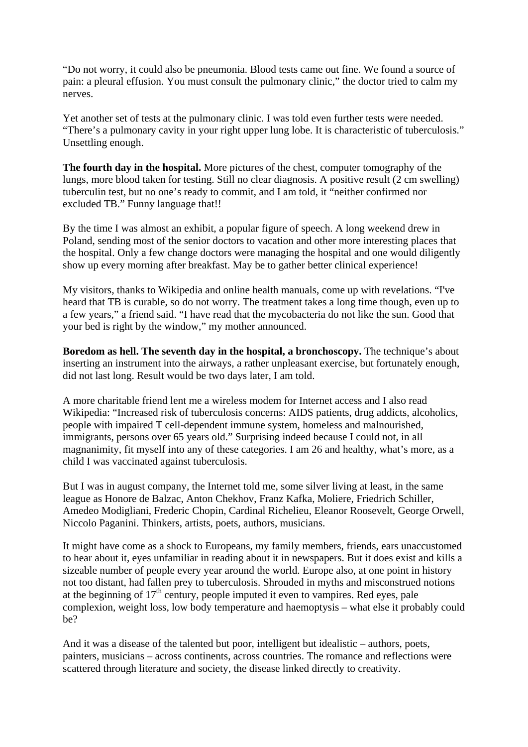"Do not worry, it could also be pneumonia. Blood tests came out fine. We found a source of pain: a pleural effusion. You must consult the pulmonary clinic," the doctor tried to calm my nerves.

Yet another set of tests at the pulmonary clinic. I was told even further tests were needed. "There's a pulmonary cavity in your right upper lung lobe. It is characteristic of tuberculosis." Unsettling enough.

**The fourth day in the hospital.** More pictures of the chest, computer tomography of the lungs, more blood taken for testing. Still no clear diagnosis. A positive result (2 cm swelling) tuberculin test, but no one's ready to commit, and I am told, it "neither confirmed nor excluded TB." Funny language that!!

By the time I was almost an exhibit, a popular figure of speech. A long weekend drew in Poland, sending most of the senior doctors to vacation and other more interesting places that the hospital. Only a few change doctors were managing the hospital and one would diligently show up every morning after breakfast. May be to gather better clinical experience!

My visitors, thanks to Wikipedia and online health manuals, come up with revelations. "I've heard that TB is curable, so do not worry. The treatment takes a long time though, even up to a few years," a friend said. "I have read that the mycobacteria do not like the sun. Good that your bed is right by the window," my mother announced.

**Boredom as hell. The seventh day in the hospital, a bronchoscopy.** The technique's about inserting an instrument into the airways, a rather unpleasant exercise, but fortunately enough, did not last long. Result would be two days later, I am told.

A more charitable friend lent me a wireless modem for Internet access and I also read Wikipedia: "Increased risk of tuberculosis concerns: AIDS patients, drug addicts, alcoholics, people with impaired T cell-dependent immune system, homeless and malnourished, immigrants, persons over 65 years old." Surprising indeed because I could not, in all magnanimity, fit myself into any of these categories. I am 26 and healthy, what's more, as a child I was vaccinated against tuberculosis.

But I was in august company, the Internet told me, some silver living at least, in the same league as Honore de Balzac, Anton Chekhov, Franz Kafka, Moliere, Friedrich Schiller, Amedeo Modigliani, Frederic Chopin, Cardinal Richelieu, Eleanor Roosevelt, George Orwell, Niccolo Paganini. Thinkers, artists, poets, authors, musicians.

It might have come as a shock to Europeans, my family members, friends, ears unaccustomed to hear about it, eyes unfamiliar in reading about it in newspapers. But it does exist and kills a sizeable number of people every year around the world. Europe also, at one point in history not too distant, had fallen prey to tuberculosis. Shrouded in myths and misconstrued notions at the beginning of 17th century, people imputed it even to vampires. Red eyes, pale complexion, weight loss, low body temperature and haemoptysis – what else it probably could be?

And it was a disease of the talented but poor, intelligent but idealistic – authors, poets, painters, musicians – across continents, across countries. The romance and reflections were scattered through literature and society, the disease linked directly to creativity.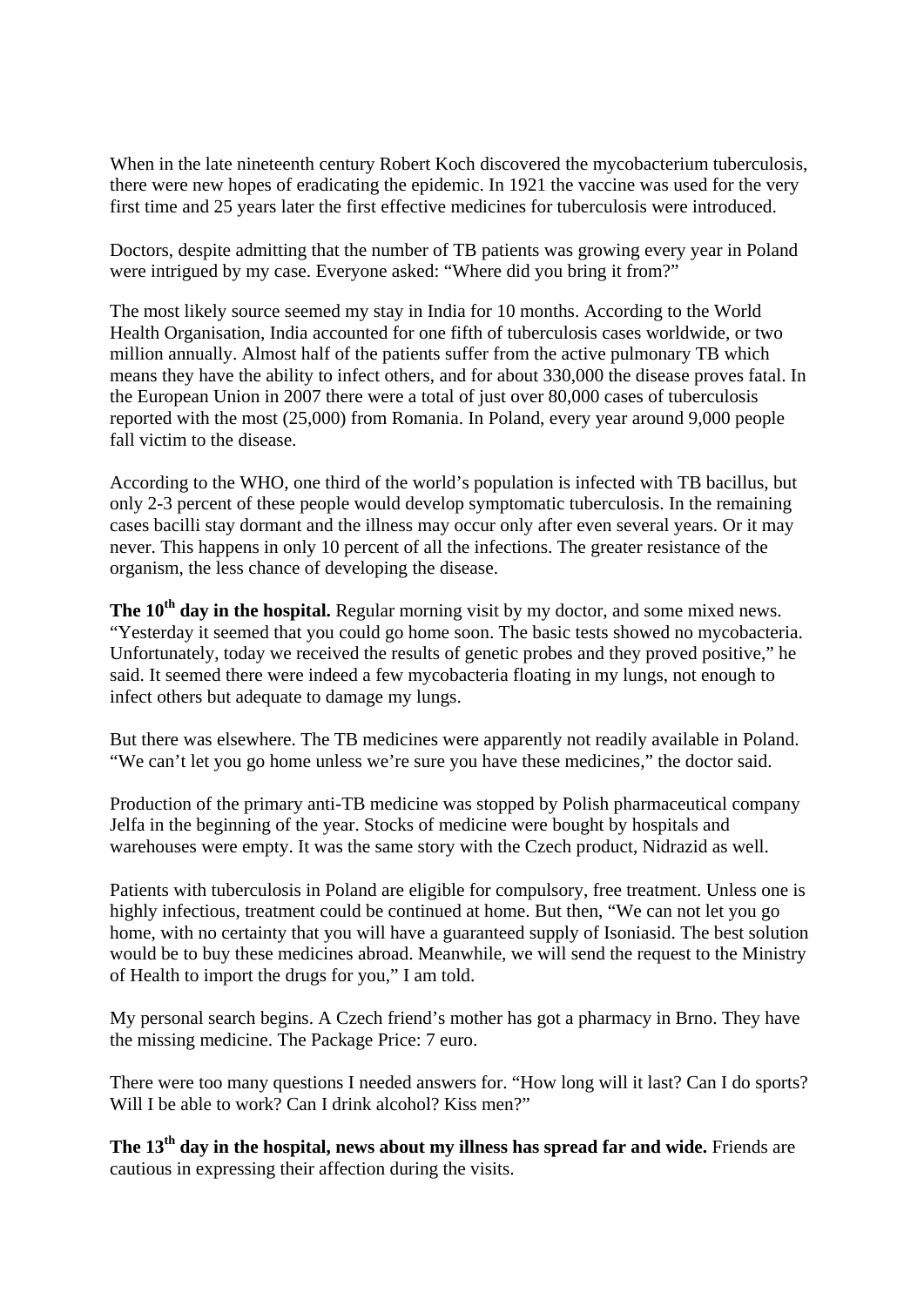When in the late nineteenth century Robert Koch discovered the mycobacterium tuberculosis, there were new hopes of eradicating the epidemic. In 1921 the vaccine was used for the very first time and 25 years later the first effective medicines for tuberculosis were introduced.

Doctors, despite admitting that the number of TB patients was growing every year in Poland were intrigued by my case. Everyone asked: "Where did you bring it from?"

The most likely source seemed my stay in India for 10 months. According to the World Health Organisation, India accounted for one fifth of tuberculosis cases worldwide, or two million annually. Almost half of the patients suffer from the active pulmonary TB which means they have the ability to infect others, and for about 330,000 the disease proves fatal. In the European Union in 2007 there were a total of just over 80,000 cases of tuberculosis reported with the most (25,000) from Romania. In Poland, every year around 9,000 people fall victim to the disease.

According to the WHO, one third of the world's population is infected with TB bacillus, but only 2-3 percent of these people would develop symptomatic tuberculosis. In the remaining cases bacilli stay dormant and the illness may occur only after even several years. Or it may never. This happens in only 10 percent of all the infections. The greater resistance of the organism, the less chance of developing the disease.

**The 10th day in the hospital.** Regular morning visit by my doctor, and some mixed news. "Yesterday it seemed that you could go home soon. The basic tests showed no mycobacteria. Unfortunately, today we received the results of genetic probes and they proved positive," he said. It seemed there were indeed a few mycobacteria floating in my lungs, not enough to infect others but adequate to damage my lungs.

But there was elsewhere. The TB medicines were apparently not readily available in Poland. "We can't let you go home unless we're sure you have these medicines," the doctor said.

Production of the primary anti-TB medicine was stopped by Polish pharmaceutical company Jelfa in the beginning of the year. Stocks of medicine were bought by hospitals and warehouses were empty. It was the same story with the Czech product, Nidrazid as well.

Patients with tuberculosis in Poland are eligible for compulsory, free treatment. Unless one is highly infectious, treatment could be continued at home. But then, "We can not let you go home, with no certainty that you will have a guaranteed supply of Isoniasid. The best solution would be to buy these medicines abroad. Meanwhile, we will send the request to the Ministry of Health to import the drugs for you," I am told.

My personal search begins. A Czech friend's mother has got a pharmacy in Brno. They have the missing medicine. The Package Price: 7 euro.

There were too many questions I needed answers for. "How long will it last? Can I do sports? Will I be able to work? Can I drink alcohol? Kiss men?"

**The 13th day in the hospital, news about my illness has spread far and wide.** Friends are cautious in expressing their affection during the visits.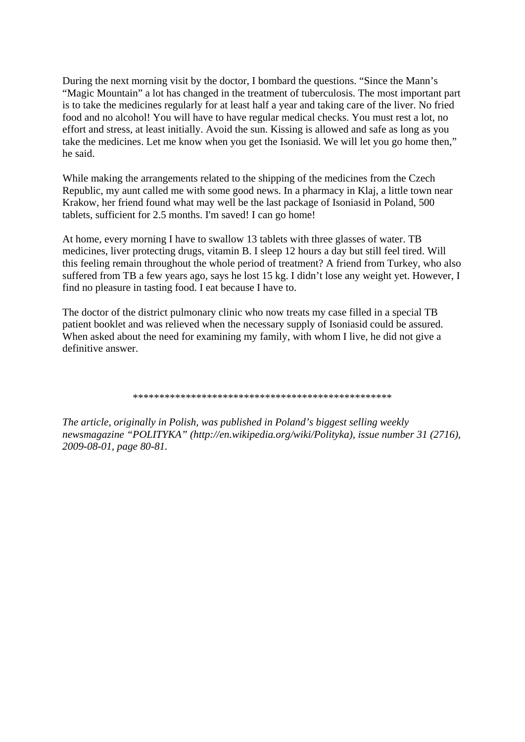During the next morning visit by the doctor, I bombard the questions. “Since the Mann’s “Magic Mountain” a lot has changed in the treatment of tuberculosis. The most important part is to take the medicines regularly for at least half a year and taking care of the liver. No fried food and no alcohol! You will have to have regular medical checks. You must rest a lot, no effort and stress, at least initially. Avoid the sun. Kissing is allowed and safe as long as you take the medicines. Let me know when you get the Isoniasid. We will let you go home then,” he said.

While making the arrangements related to the shipping of the medicines from the Czech Republic, my aunt called me with some good news. In a pharmacy in Klaj, a little town near Krakow, her friend found what may well be the last package of Isoniasid in Poland, 500 tablets, sufficient for 2.5 months. I'm saved! I can go home!

At home, every morning I have to swallow 13 tablets with three glasses of water. TB medicines, liver protecting drugs, vitamin B. I sleep 12 hours a day but still feel tired. Will this feeling remain throughout the whole period of treatment? A friend from Turkey, who also suffered from TB a few years ago, says he lost 15 kg. I didn’t lose any weight yet. However, I find no pleasure in tasting food. I eat because I have to.

The doctor of the district pulmonary clinic who now treats my case filled in a special TB patient booklet and was relieved when the necessary supply of Isoniasid could be assured. When asked about the need for examining my family, with whom I live, he did not give a definitive answer.

**************************************************

*The article, originally in Polish, was published in Poland’s biggest selling weekly newsmagazine “POLITYKA” (http://en.wikipedia.org/wiki/Polityka), issue number 31 (2716), 2009-08-01, page 80-81.*